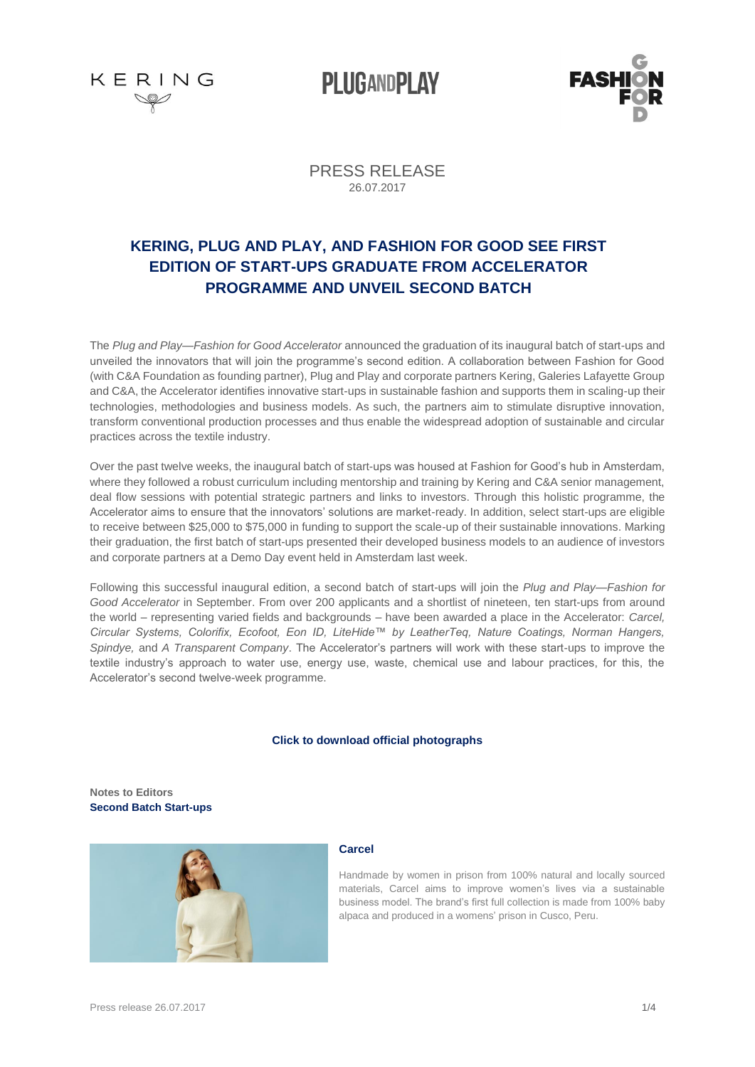PRESS RELEASE
26.07.2017

# KERING, PLUG AND PLAY, AND FASHION FOR GOOD SEE FIRST EDITION OF START-UPS GRADUATE FROM ACCELERATOR PROGRAMME AND UNVEIL SECOND BATCH

The *Plug and Play—Fashion for Good Accelerator* announced the graduation of its inaugural batch of start-ups and unveiled the innovators that will join the programme's second edition. A collaboration between Fashion for Good (with C&A Foundation as founding partner), Plug and Play and corporate partners Kering, Galeries Lafayette Group and C&A, the Accelerator identifies innovative start-ups in sustainable fashion and supports them in scaling-up their technologies, methodologies and business models. As such, the partners aim to stimulate disruptive innovation, transform conventional production processes and thus enable the widespread adoption of sustainable and circular practices across the textile industry.

Over the past twelve weeks, the inaugural batch of start-ups was housed at Fashion for Good's hub in Amsterdam, where they followed a robust curriculum including mentorship and training by Kering and C&A senior management, deal flow sessions with potential strategic partners and links to investors. Through this holistic programme, the Accelerator aims to ensure that the innovators' solutions are market-ready. In addition, select start-ups are eligible to receive between $25,000 to $75,000 in funding to support the scale-up of their sustainable innovations. Marking their graduation, the first batch of start-ups presented their developed business models to an audience of investors and corporate partners at a Demo Day event held in Amsterdam last week.

Following this successful inaugural edition, a second batch of start-ups will join the *Plug and Play—Fashion for Good Accelerator* in September. From over 200 applicants and a shortlist of nineteen, ten start-ups from around the world – representing varied fields and backgrounds – have been awarded a place in the Accelerator: *Carcel, Circular Systems, Colorifix, Ecofoot, Eon ID, LiteHide™ by LeatherTeq, Nature Coatings, Norman Hangers, Spindye,* and *A Transparent Company*. The Accelerator's partners will work with these start-ups to improve the textile industry's approach to water use, energy use, waste, chemical use and labour practices, for this, the Accelerator's second twelve-week programme.

**Click to download official photographs**

**Notes to Editors**
**Second Batch Start-ups**

**Carcel**

Handmade by women in prison from 100% natural and locally sourced materials, Carcel aims to improve women's lives via a sustainable business model. The brand's first full collection is made from 100% baby alpaca and produced in a womens' prison in Cusco, Peru.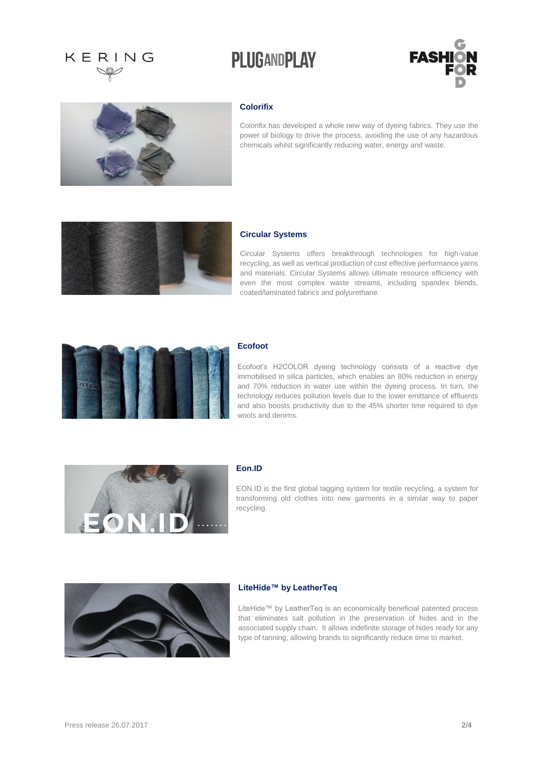### Colorifix

Colorifix has developed a whole new way of dyeing fabrics. They use the power of biology to drive the process, avoiding the use of any hazardous chemicals whilst significantly reducing water, energy and waste.

### Circular Systems

Circular Systems offers breakthrough technologies for high-value recycling, as well as vertical production of cost effective performance yarns and materials. Circular Systems allows ultimate resource efficiency with even the most complex waste streams, including spandex blends, coated/laminated fabrics and polyurethane.

### Ecofoot

Ecofoot's H2COLOR dyeing technology consists of a reactive dye immobilised in silica particles, which enables an 80% reduction in energy and 70% reduction in water use within the dyeing process. In turn, the technology reduces pollution levels due to the lower emittance of effluents and also boosts productivity due to the 45% shorter time required to dye wools and denims.

### Eon.ID

EON.ID is the first global tagging system for textile recycling, a system for transforming old clothes into new garments in a similar way to paper recycling.

### LiteHide™ by LeatherTeq

LiteHide™ by LeatherTeq is an economically beneficial patented process that eliminates salt pollution in the preservation of hides and in the associated supply chain. It allows indefinite storage of hides ready for any type of tanning, allowing brands to significantly reduce time to market.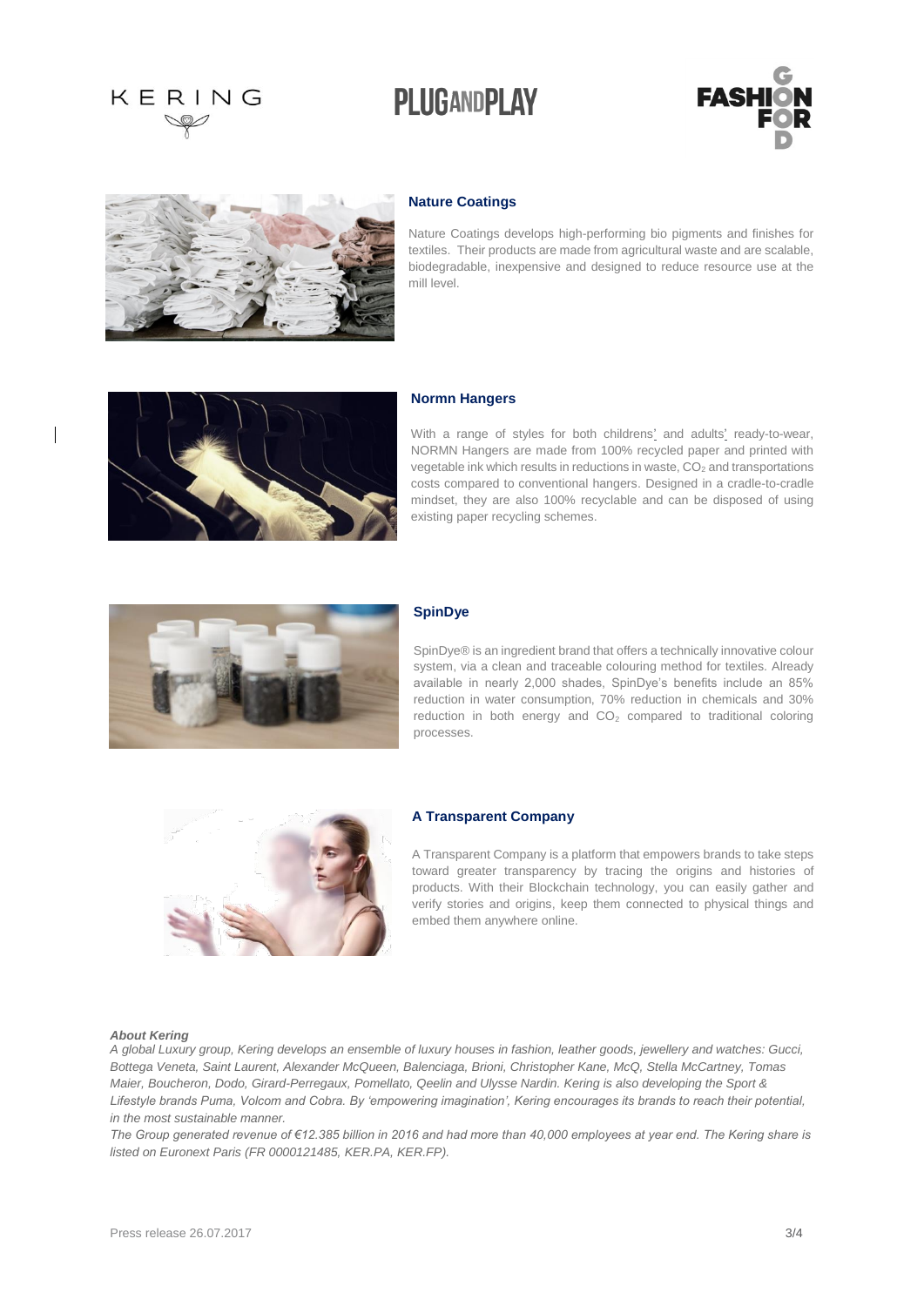### Nature Coatings

Nature Coatings develops high-performing bio pigments and finishes for textiles. Their products are made from agricultural waste and are scalable, biodegradable, inexpensive and designed to reduce resource use at the mill level.

### Normn Hangers

With a range of styles for both childrens' and adults' ready-to-wear, NORMN Hangers are made from 100% recycled paper and printed with vegetable ink which results in reductions in waste, $CO_2$ and transportations costs compared to conventional hangers. Designed in a cradle-to-cradle mindset, they are also 100% recyclable and can be disposed of using existing paper recycling schemes.

### SpinDye

SpinDye® is an ingredient brand that offers a technically innovative colour system, via a clean and traceable colouring method for textiles. Already available in nearly 2,000 shades, SpinDye's benefits include an 85% reduction in water consumption, 70% reduction in chemicals and 30% reduction in both energy and $CO_2$ compared to traditional coloring processes.

### A Transparent Company

A Transparent Company is a platform that empowers brands to take steps toward greater transparency by tracing the origins and histories of products. With their Blockchain technology, you can easily gather and verify stories and origins, keep them connected to physical things and embed them anywhere online.

***About Kering***

*A global Luxury group, Kering develops an ensemble of luxury houses in fashion, leather goods, jewellery and watches: Gucci, Bottega Veneta, Saint Laurent, Alexander McQueen, Balenciaga, Brioni, Christopher Kane, McQ, Stella McCartney, Tomas Maier, Boucheron, Dodo, Girard-Perregaux, Pomellato, Qeelin and Ulysse Nardin. Kering is also developing the Sport & Lifestyle brands Puma, Volcom and Cobra. By 'empowering imagination', Kering encourages its brands to reach their potential, in the most sustainable manner.*

*The Group generated revenue of €12.385 billion in 2016 and had more than 40,000 employees at year end. The Kering share is listed on Euronext Paris (FR 0000121485, KER.PA, KER.FP).*

Press release 26.07.2017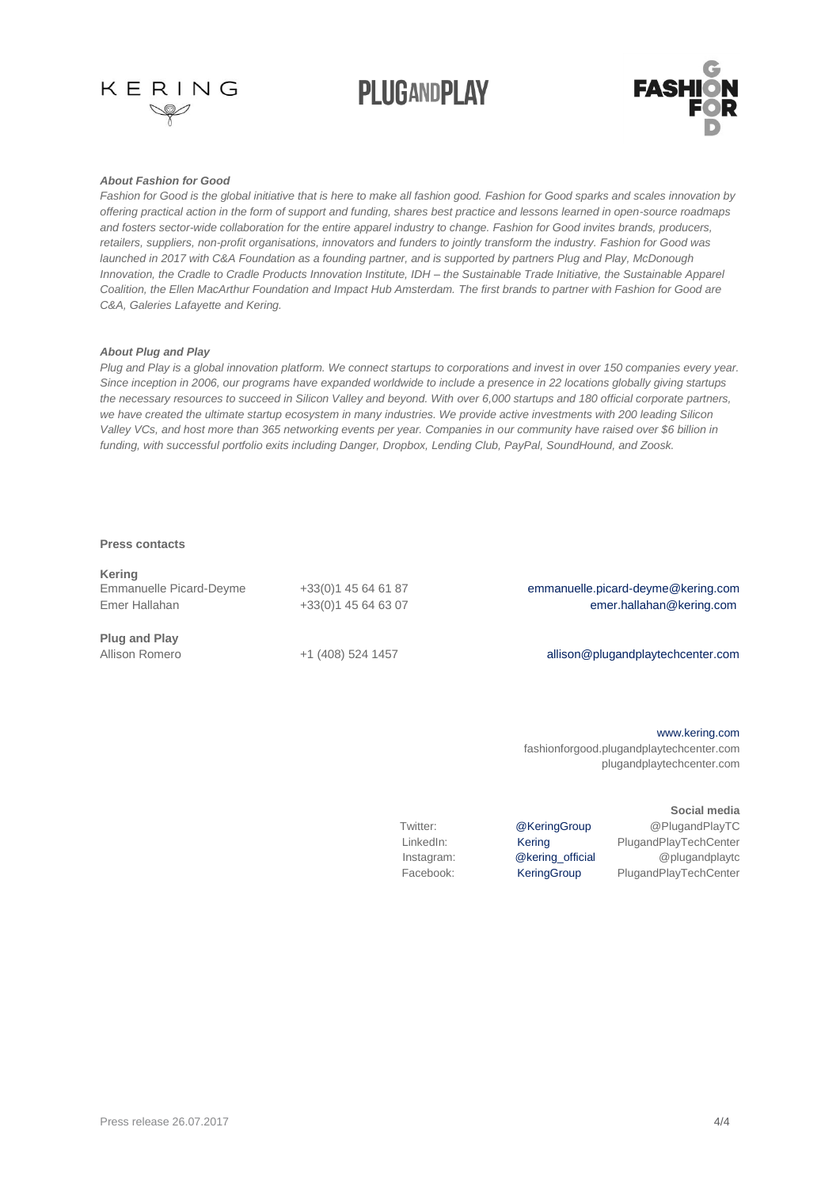### *About Fashion for Good*

*Fashion for Good is the global initiative that is here to make all fashion good. Fashion for Good sparks and scales innovation by offering practical action in the form of support and funding, shares best practice and lessons learned in open-source roadmaps and fosters sector-wide collaboration for the entire apparel industry to change. Fashion for Good invites brands, producers, retailers, suppliers, non-profit organisations, innovators and funders to jointly transform the industry. Fashion for Good was launched in 2017 with C&A Foundation as a founding partner, and is supported by partners Plug and Play, McDonough Innovation, the Cradle to Cradle Products Innovation Institute, IDH – the Sustainable Trade Initiative, the Sustainable Apparel Coalition, the Ellen MacArthur Foundation and Impact Hub Amsterdam. The first brands to partner with Fashion for Good are C&A, Galeries Lafayette and Kering.*

### *About Plug and Play*

*Plug and Play is a global innovation platform. We connect startups to corporations and invest in over 150 companies every year. Since inception in 2006, our programs have expanded worldwide to include a presence in 22 locations globally giving startups the necessary resources to succeed in Silicon Valley and beyond. With over 6,000 startups and 180 official corporate partners, we have created the ultimate startup ecosystem in many industries. We provide active investments with 200 leading Silicon Valley VCs, and host more than 365 networking events per year. Companies in our community have raised over $6 billion in funding, with successful portfolio exits including Danger, Dropbox, Lending Club, PayPal, SoundHound, and Zoosk.*

**Press contacts**

**Kering**

| | | |
|---|---|---|
| Emmanuelle Picard-Deyme | +33(0)1 45 64 61 87 | emmanuelle.picard-deyme@kering.com |
| Emer Hallahan | +33(0)1 45 64 63 07 | emer.hallahan@kering.com |

**Plug and Play**

| | | |
|---|---|---|
| Allison Romero | +1 (408) 524 1457 | allison@plugandplaytechcenter.com |

www.kering.com
fashionforgood.plugandplaytechcenter.com
plugandplaytechcenter.com

**Social media**

| | | |
|---|---|---|
| Twitter: | @KeringGroup | @PlugandPlayTC |
| LinkedIn: | Kering | PlugandPlayTechCenter |
| Instagram: | @kering_official | @plugandplaytc |
| Facebook: | KeringGroup | PlugandPlayTechCenter |

Press release 26.07.2017